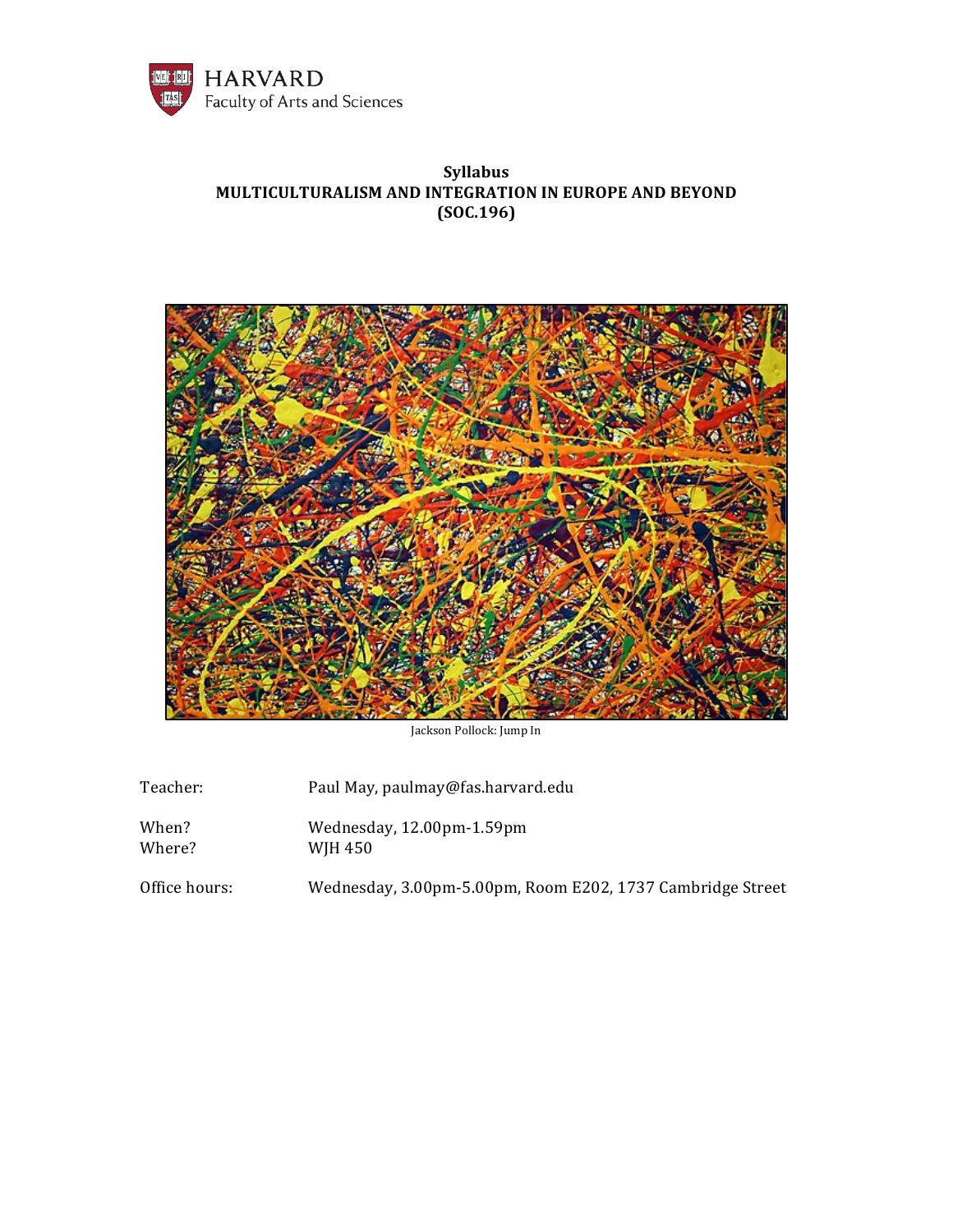HARVARD
Faculty of Arts and Sciences

**Syllabus**
**MULTICULTURALISM AND INTEGRATION IN EUROPE AND BEYOND**
**(SOC.196)**

Jackson Pollock: Jump In

| | |
|---|---|
| Teacher: | Paul May, paulmay@fas.harvard.edu |
| When? | Wednesday, 12.00pm-1.59pm |
| Where? | WJH 450 |
| Office hours: | Wednesday, 3.00pm-5.00pm, Room E202, 1737 Cambridge Street |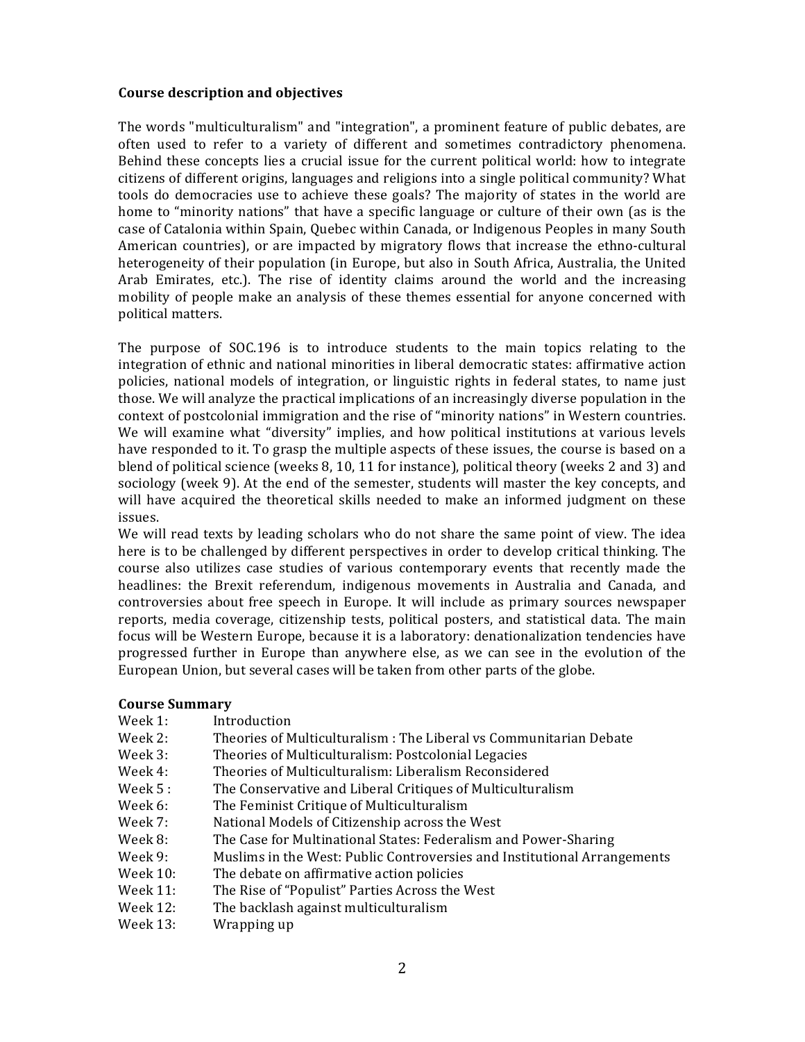## Course description and objectives

The words "multiculturalism" and "integration", a prominent feature of public debates, are often used to refer to a variety of different and sometimes contradictory phenomena. Behind these concepts lies a crucial issue for the current political world: how to integrate citizens of different origins, languages and religions into a single political community? What tools do democracies use to achieve these goals? The majority of states in the world are home to "minority nations" that have a specific language or culture of their own (as is the case of Catalonia within Spain, Quebec within Canada, or Indigenous Peoples in many South American countries), or are impacted by migratory flows that increase the ethno-cultural heterogeneity of their population (in Europe, but also in South Africa, Australia, the United Arab Emirates, etc.). The rise of identity claims around the world and the increasing mobility of people make an analysis of these themes essential for anyone concerned with political matters.

The purpose of SOC.196 is to introduce students to the main topics relating to the integration of ethnic and national minorities in liberal democratic states: affirmative action policies, national models of integration, or linguistic rights in federal states, to name just those. We will analyze the practical implications of an increasingly diverse population in the context of postcolonial immigration and the rise of "minority nations" in Western countries. We will examine what "diversity" implies, and how political institutions at various levels have responded to it. To grasp the multiple aspects of these issues, the course is based on a blend of political science (weeks 8, 10, 11 for instance), political theory (weeks 2 and 3) and sociology (week 9). At the end of the semester, students will master the key concepts, and will have acquired the theoretical skills needed to make an informed judgment on these issues.

We will read texts by leading scholars who do not share the same point of view. The idea here is to be challenged by different perspectives in order to develop critical thinking. The course also utilizes case studies of various contemporary events that recently made the headlines: the Brexit referendum, indigenous movements in Australia and Canada, and controversies about free speech in Europe. It will include as primary sources newspaper reports, media coverage, citizenship tests, political posters, and statistical data. The main focus will be Western Europe, because it is a laboratory: denationalization tendencies have progressed further in Europe than anywhere else, as we can see in the evolution of the European Union, but several cases will be taken from other parts of the globe.

## Course Summary

- Week 1: Introduction
- Week 2: Theories of Multiculturalism : The Liberal vs Communitarian Debate
- Week 3: Theories of Multiculturalism: Postcolonial Legacies
- Week 4: Theories of Multiculturalism: Liberalism Reconsidered
- Week 5 : The Conservative and Liberal Critiques of Multiculturalism
- Week 6: The Feminist Critique of Multiculturalism
- Week 7: National Models of Citizenship across the West
- Week 8: The Case for Multinational States: Federalism and Power-Sharing
- Week 9: Muslims in the West: Public Controversies and Institutional Arrangements
- Week 10: The debate on affirmative action policies
- Week 11: The Rise of "Populist" Parties Across the West
- Week 12: The backlash against multiculturalism
- Week 13: Wrapping up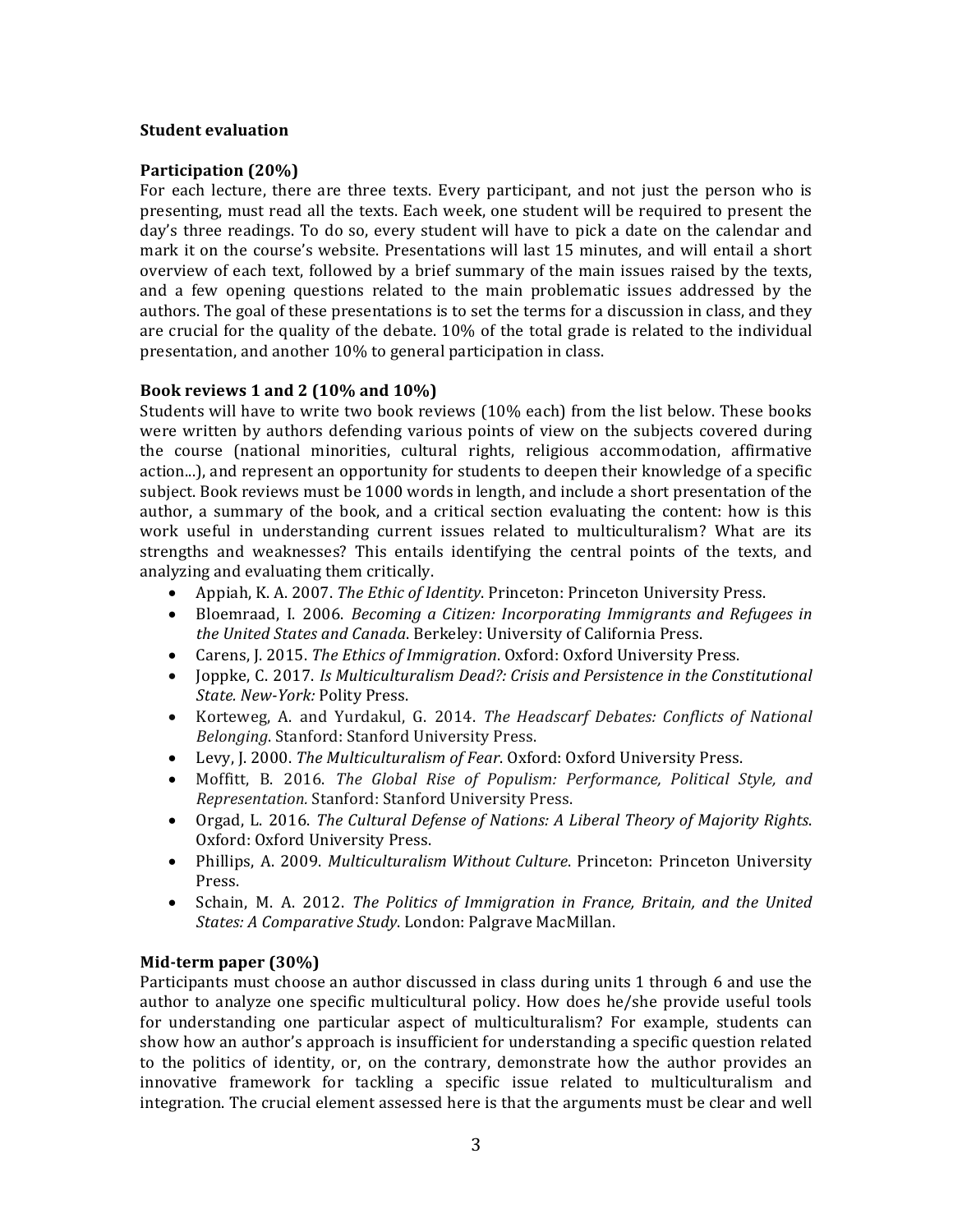**Student evaluation**

**Participation (20%)**

For each lecture, there are three texts. Every participant, and not just the person who is presenting, must read all the texts. Each week, one student will be required to present the day's three readings. To do so, every student will have to pick a date on the calendar and mark it on the course's website. Presentations will last 15 minutes, and will entail a short overview of each text, followed by a brief summary of the main issues raised by the texts, and a few opening questions related to the main problematic issues addressed by the authors. The goal of these presentations is to set the terms for a discussion in class, and they are crucial for the quality of the debate. 10% of the total grade is related to the individual presentation, and another 10% to general participation in class.

**Book reviews 1 and 2 (10% and 10%)**

Students will have to write two book reviews (10% each) from the list below. These books were written by authors defending various points of view on the subjects covered during the course (national minorities, cultural rights, religious accommodation, affirmative action...), and represent an opportunity for students to deepen their knowledge of a specific subject. Book reviews must be 1000 words in length, and include a short presentation of the author, a summary of the book, and a critical section evaluating the content: how is this work useful in understanding current issues related to multiculturalism? What are its strengths and weaknesses? This entails identifying the central points of the texts, and analyzing and evaluating them critically.

- Appiah, K. A. 2007. *The Ethic of Identity*. Princeton: Princeton University Press.
- Bloemraad, I. 2006. *Becoming a Citizen: Incorporating Immigrants and Refugees in the United States and Canada*. Berkeley: University of California Press.
- Carens, J. 2015. *The Ethics of Immigration*. Oxford: Oxford University Press.
- Joppke, C. 2017. *Is Multiculturalism Dead?: Crisis and Persistence in the Constitutional State. New-York:* Polity Press.
- Korteweg, A. and Yurdakul, G. 2014. *The Headscarf Debates: Conflicts of National Belonging*. Stanford: Stanford University Press.
- Levy, J. 2000. *The Multiculturalism of Fear*. Oxford: Oxford University Press.
- Moffitt, B. 2016. *The Global Rise of Populism: Performance, Political Style, and Representation.* Stanford: Stanford University Press.
- Orgad, L. 2016. *The Cultural Defense of Nations: A Liberal Theory of Majority Rights*. Oxford: Oxford University Press.
- Phillips, A. 2009. *Multiculturalism Without Culture*. Princeton: Princeton University Press.
- Schain, M. A. 2012. *The Politics of Immigration in France, Britain, and the United States: A Comparative Study*. London: Palgrave MacMillan.

**Mid-term paper (30%)**

Participants must choose an author discussed in class during units 1 through 6 and use the author to analyze one specific multicultural policy. How does he/she provide useful tools for understanding one particular aspect of multiculturalism? For example, students can show how an author's approach is insufficient for understanding a specific question related to the politics of identity, or, on the contrary, demonstrate how the author provides an innovative framework for tackling a specific issue related to multiculturalism and integration. The crucial element assessed here is that the arguments must be clear and well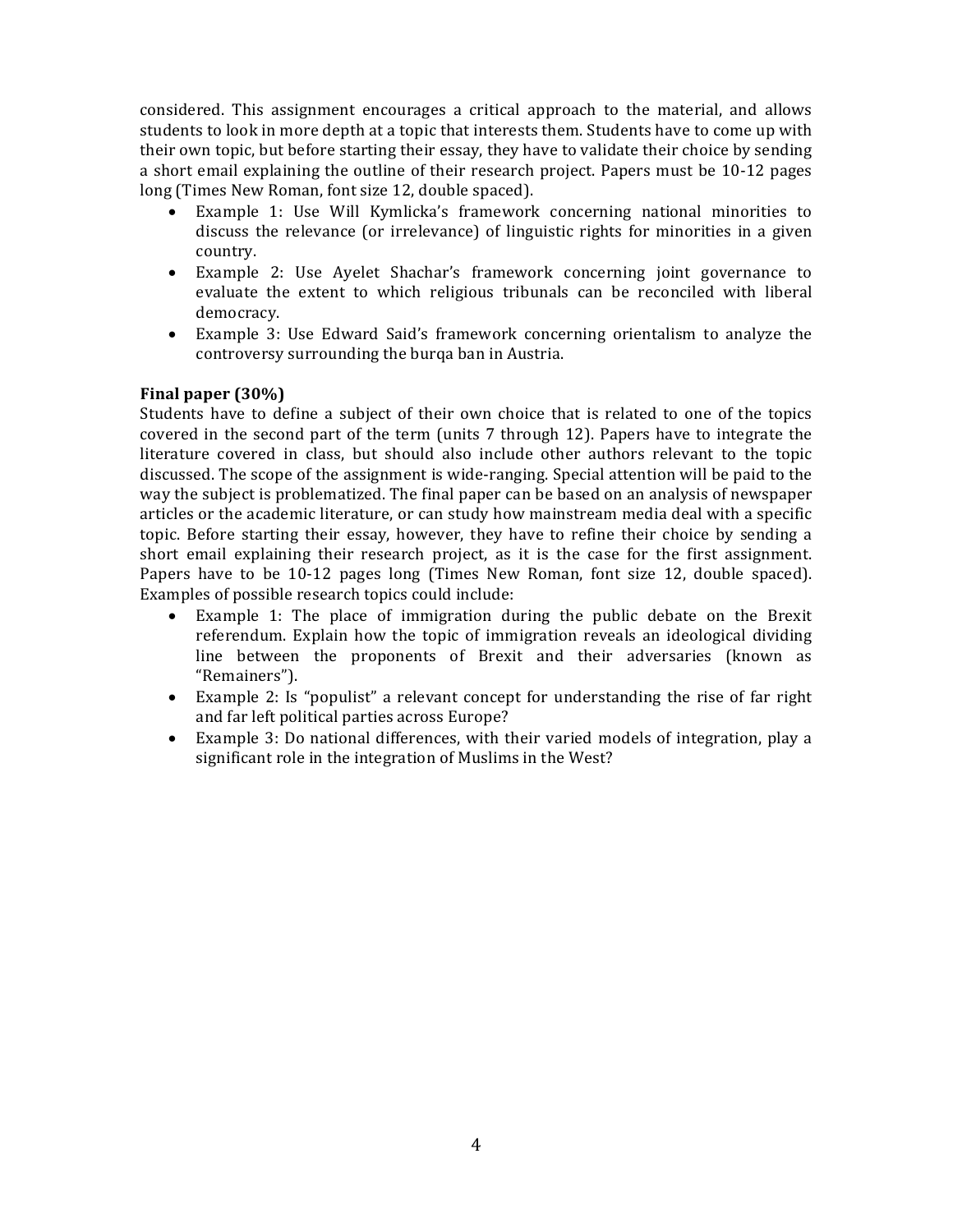considered. This assignment encourages a critical approach to the material, and allows students to look in more depth at a topic that interests them. Students have to come up with their own topic, but before starting their essay, they have to validate their choice by sending a short email explaining the outline of their research project. Papers must be 10-12 pages long (Times New Roman, font size 12, double spaced).

- Example 1: Use Will Kymlicka's framework concerning national minorities to discuss the relevance (or irrelevance) of linguistic rights for minorities in a given country.
- Example 2: Use Ayelet Shachar's framework concerning joint governance to evaluate the extent to which religious tribunals can be reconciled with liberal democracy.
- Example 3: Use Edward Said's framework concerning orientalism to analyze the controversy surrounding the burqa ban in Austria.

**Final paper (30%)**

Students have to define a subject of their own choice that is related to one of the topics covered in the second part of the term (units 7 through 12). Papers have to integrate the literature covered in class, but should also include other authors relevant to the topic discussed. The scope of the assignment is wide-ranging. Special attention will be paid to the way the subject is problematized. The final paper can be based on an analysis of newspaper articles or the academic literature, or can study how mainstream media deal with a specific topic. Before starting their essay, however, they have to refine their choice by sending a short email explaining their research project, as it is the case for the first assignment. Papers have to be 10-12 pages long (Times New Roman, font size 12, double spaced). Examples of possible research topics could include:

- Example 1: The place of immigration during the public debate on the Brexit referendum. Explain how the topic of immigration reveals an ideological dividing line between the proponents of Brexit and their adversaries (known as "Remainers").
- Example 2: Is "populist" a relevant concept for understanding the rise of far right and far left political parties across Europe?
- Example 3: Do national differences, with their varied models of integration, play a significant role in the integration of Muslims in the West?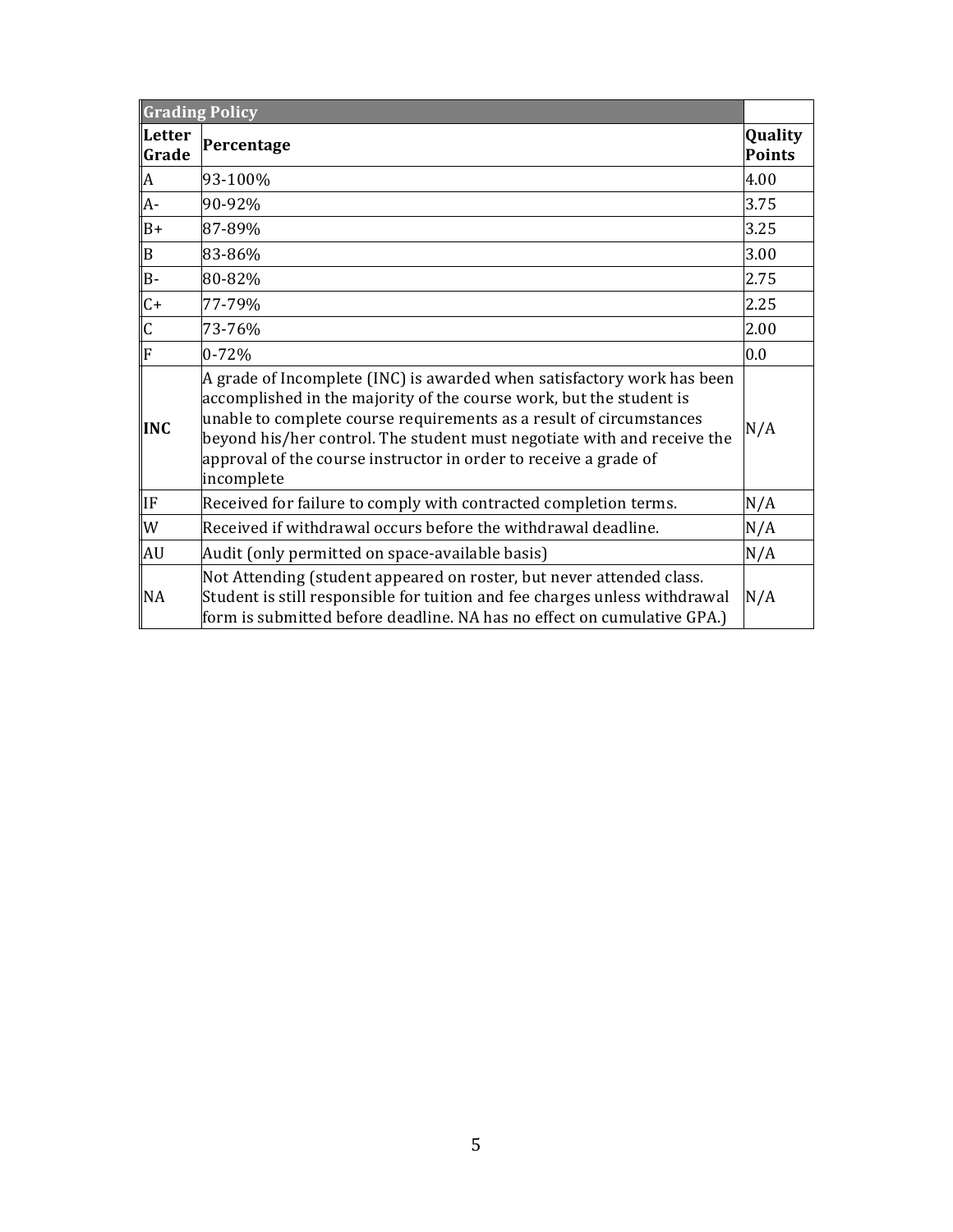| Grading Policy | | |
|---|---|---|
| **Letter Grade** | **Percentage** | **Quality Points** |
| A | 93-100% | 4.00 |
| A- | 90-92% | 3.75 |
| B+ | 87-89% | 3.25 |
| B | 83-86% | 3.00 |
| B- | 80-82% | 2.75 |
| C+ | 77-79% | 2.25 |
| C | 73-76% | 2.00 |
| F | 0-72% | 0.0 |
| **INC** | A grade of Incomplete (INC) is awarded when satisfactory work has been accomplished in the majority of the course work, but the student is unable to complete course requirements as a result of circumstances beyond his/her control. The student must negotiate with and receive the approval of the course instructor in order to receive a grade of incomplete | N/A |
| IF | Received for failure to comply with contracted completion terms. | N/A |
| W | Received if withdrawal occurs before the withdrawal deadline. | N/A |
| AU | Audit (only permitted on space-available basis) | N/A |
| NA | Not Attending (student appeared on roster, but never attended class. Student is still responsible for tuition and fee charges unless withdrawal form is submitted before deadline. NA has no effect on cumulative GPA.) | N/A |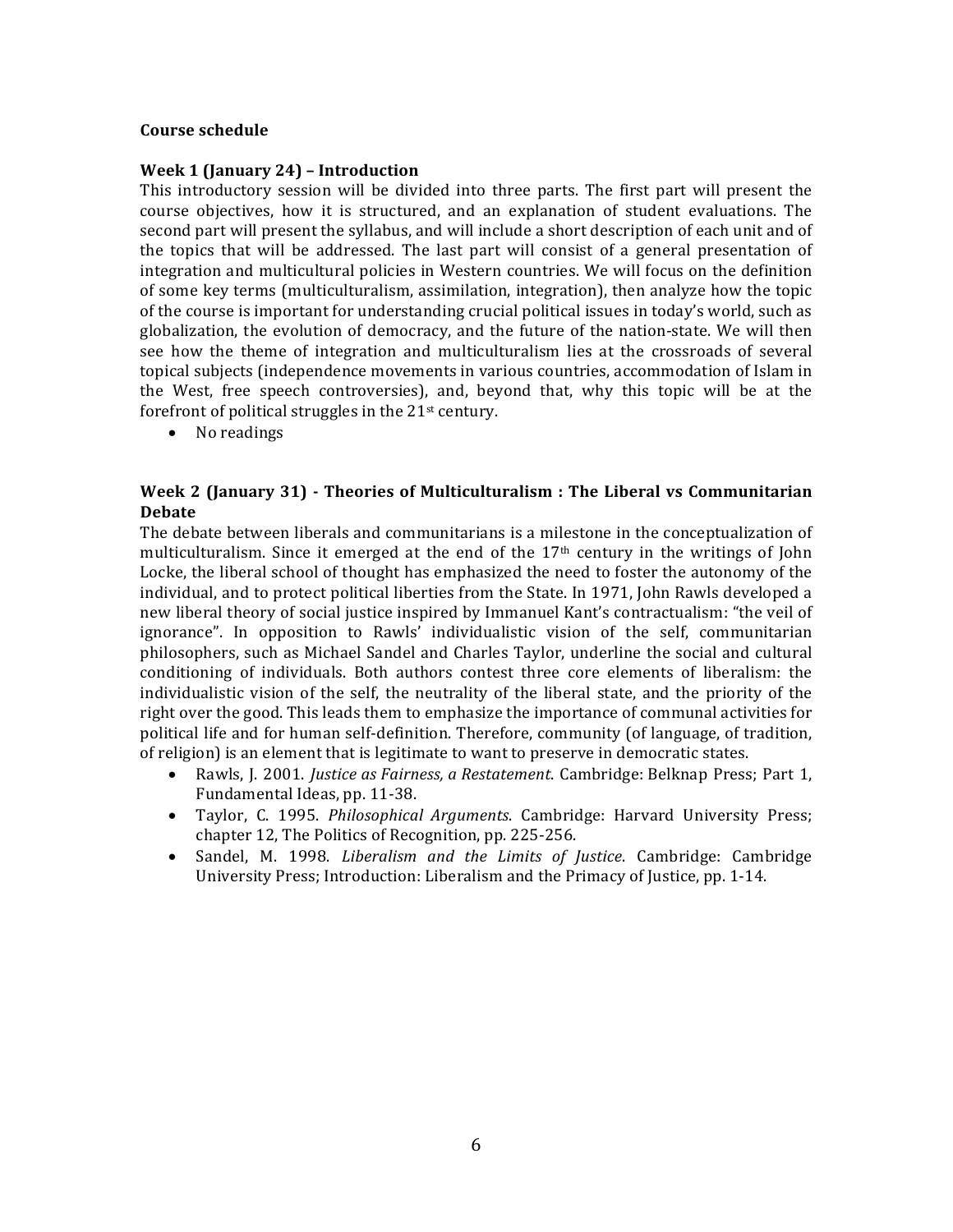**Course schedule**

**Week 1 (January 24) – Introduction**

This introductory session will be divided into three parts. The first part will present the course objectives, how it is structured, and an explanation of student evaluations. The second part will present the syllabus, and will include a short description of each unit and of the topics that will be addressed. The last part will consist of a general presentation of integration and multicultural policies in Western countries. We will focus on the definition of some key terms (multiculturalism, assimilation, integration), then analyze how the topic of the course is important for understanding crucial political issues in today's world, such as globalization, the evolution of democracy, and the future of the nation-state. We will then see how the theme of integration and multiculturalism lies at the crossroads of several topical subjects (independence movements in various countries, accommodation of Islam in the West, free speech controversies), and, beyond that, why this topic will be at the forefront of political struggles in the 21st century.

- No readings

**Week 2 (January 31) - Theories of Multiculturalism : The Liberal vs Communitarian Debate**

The debate between liberals and communitarians is a milestone in the conceptualization of multiculturalism. Since it emerged at the end of the 17th century in the writings of John Locke, the liberal school of thought has emphasized the need to foster the autonomy of the individual, and to protect political liberties from the State. In 1971, John Rawls developed a new liberal theory of social justice inspired by Immanuel Kant's contractualism: "the veil of ignorance". In opposition to Rawls' individualistic vision of the self, communitarian philosophers, such as Michael Sandel and Charles Taylor, underline the social and cultural conditioning of individuals. Both authors contest three core elements of liberalism: the individualistic vision of the self, the neutrality of the liberal state, and the priority of the right over the good. This leads them to emphasize the importance of communal activities for political life and for human self-definition. Therefore, community (of language, of tradition, of religion) is an element that is legitimate to want to preserve in democratic states.

- Rawls, J. 2001. *Justice as Fairness, a Restatement*. Cambridge: Belknap Press; Part 1, Fundamental Ideas, pp. 11-38.
- Taylor, C. 1995. *Philosophical Arguments*. Cambridge: Harvard University Press; chapter 12, The Politics of Recognition, pp. 225-256.
- Sandel, M. 1998. *Liberalism and the Limits of Justice*. Cambridge: Cambridge University Press; Introduction: Liberalism and the Primacy of Justice, pp. 1-14.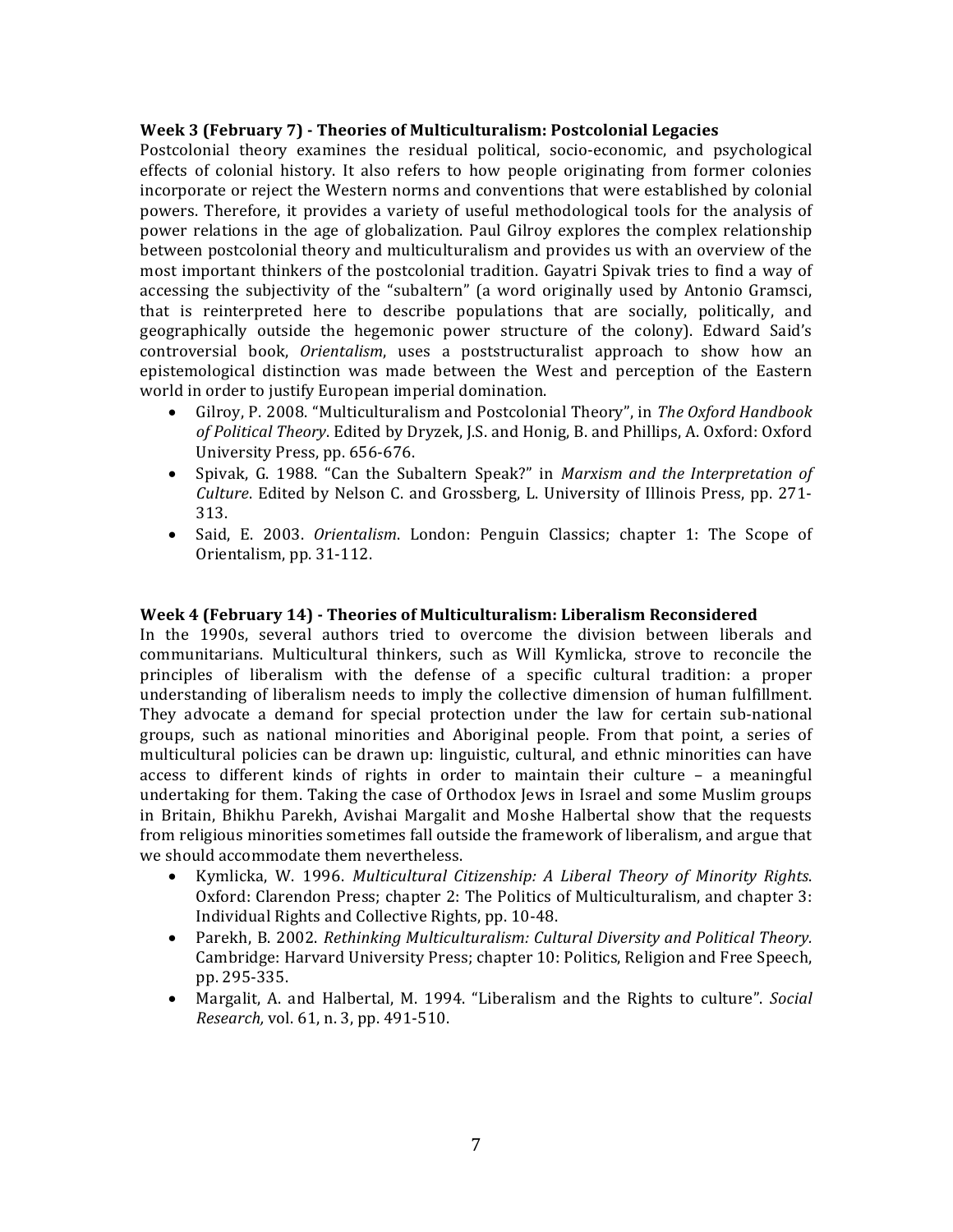### Week 3 (February 7) - Theories of Multiculturalism: Postcolonial Legacies

Postcolonial theory examines the residual political, socio-economic, and psychological effects of colonial history. It also refers to how people originating from former colonies incorporate or reject the Western norms and conventions that were established by colonial powers. Therefore, it provides a variety of useful methodological tools for the analysis of power relations in the age of globalization. Paul Gilroy explores the complex relationship between postcolonial theory and multiculturalism and provides us with an overview of the most important thinkers of the postcolonial tradition. Gayatri Spivak tries to find a way of accessing the subjectivity of the "subaltern" (a word originally used by Antonio Gramsci, that is reinterpreted here to describe populations that are socially, politically, and geographically outside the hegemonic power structure of the colony). Edward Said's controversial book, *Orientalism*, uses a poststructuralist approach to show how an epistemological distinction was made between the West and perception of the Eastern world in order to justify European imperial domination.

- Gilroy, P. 2008. "Multiculturalism and Postcolonial Theory", in *The Oxford Handbook of Political Theory*. Edited by Dryzek, J.S. and Honig, B. and Phillips, A. Oxford: Oxford University Press, pp. 656-676.
- Spivak, G. 1988. "Can the Subaltern Speak?" in *Marxism and the Interpretation of Culture*. Edited by Nelson C. and Grossberg, L. University of Illinois Press, pp. 271-313.
- Said, E. 2003. *Orientalism*. London: Penguin Classics; chapter 1: The Scope of Orientalism, pp. 31-112.

### Week 4 (February 14) - Theories of Multiculturalism: Liberalism Reconsidered

In the 1990s, several authors tried to overcome the division between liberals and communitarians. Multicultural thinkers, such as Will Kymlicka, strove to reconcile the principles of liberalism with the defense of a specific cultural tradition: a proper understanding of liberalism needs to imply the collective dimension of human fulfillment. They advocate a demand for special protection under the law for certain sub-national groups, such as national minorities and Aboriginal people. From that point, a series of multicultural policies can be drawn up: linguistic, cultural, and ethnic minorities can have access to different kinds of rights in order to maintain their culture – a meaningful undertaking for them. Taking the case of Orthodox Jews in Israel and some Muslim groups in Britain, Bhikhu Parekh, Avishai Margalit and Moshe Halbertal show that the requests from religious minorities sometimes fall outside the framework of liberalism, and argue that we should accommodate them nevertheless.

- Kymlicka, W. 1996. *Multicultural Citizenship: A Liberal Theory of Minority Rights*. Oxford: Clarendon Press; chapter 2: The Politics of Multiculturalism, and chapter 3: Individual Rights and Collective Rights, pp. 10-48.
- Parekh, B. 2002. *Rethinking Multiculturalism: Cultural Diversity and Political Theory.* Cambridge: Harvard University Press; chapter 10: Politics, Religion and Free Speech, pp. 295-335.
- Margalit, A. and Halbertal, M. 1994. "Liberalism and the Rights to culture". *Social Research,* vol. 61, n. 3, pp. 491-510.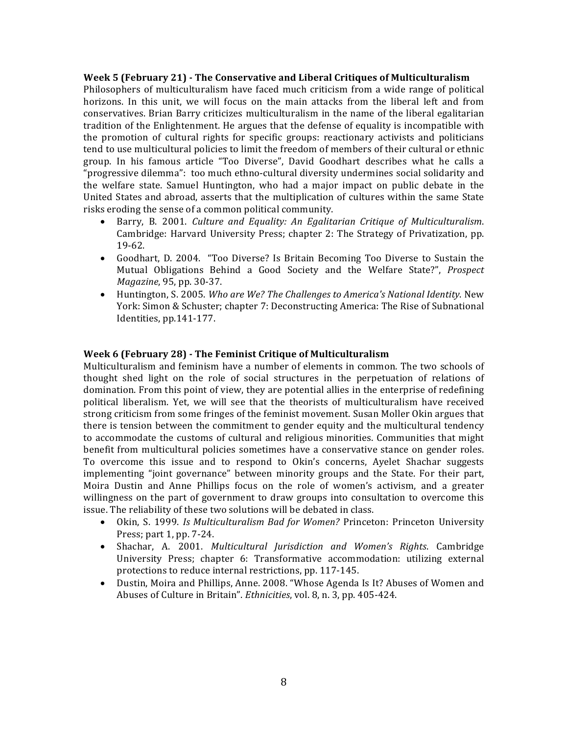### Week 5 (February 21) - The Conservative and Liberal Critiques of Multiculturalism

Philosophers of multiculturalism have faced much criticism from a wide range of political horizons. In this unit, we will focus on the main attacks from the liberal left and from conservatives. Brian Barry criticizes multiculturalism in the name of the liberal egalitarian tradition of the Enlightenment. He argues that the defense of equality is incompatible with the promotion of cultural rights for specific groups: reactionary activists and politicians tend to use multicultural policies to limit the freedom of members of their cultural or ethnic group. In his famous article "Too Diverse", David Goodhart describes what he calls a "progressive dilemma": too much ethno-cultural diversity undermines social solidarity and the welfare state. Samuel Huntington, who had a major impact on public debate in the United States and abroad, asserts that the multiplication of cultures within the same State risks eroding the sense of a common political community.

- Barry, B. 2001. *Culture and Equality: An Egalitarian Critique of Multiculturalism*. Cambridge: Harvard University Press; chapter 2: The Strategy of Privatization, pp. 19-62.
- Goodhart, D. 2004. "Too Diverse? Is Britain Becoming Too Diverse to Sustain the Mutual Obligations Behind a Good Society and the Welfare State?", *Prospect Magazine*, 95, pp. 30-37.
- Huntington, S. 2005. *Who are We? The Challenges to America's National Identity*. New York: Simon & Schuster; chapter 7: Deconstructing America: The Rise of Subnational Identities, pp.141-177.

### Week 6 (February 28) - The Feminist Critique of Multiculturalism

Multiculturalism and feminism have a number of elements in common. The two schools of thought shed light on the role of social structures in the perpetuation of relations of domination. From this point of view, they are potential allies in the enterprise of redefining political liberalism. Yet, we will see that the theorists of multiculturalism have received strong criticism from some fringes of the feminist movement. Susan Moller Okin argues that there is tension between the commitment to gender equity and the multicultural tendency to accommodate the customs of cultural and religious minorities. Communities that might benefit from multicultural policies sometimes have a conservative stance on gender roles. To overcome this issue and to respond to Okin's concerns, Ayelet Shachar suggests implementing "joint governance" between minority groups and the State. For their part, Moira Dustin and Anne Phillips focus on the role of women's activism, and a greater willingness on the part of government to draw groups into consultation to overcome this issue. The reliability of these two solutions will be debated in class.

- Okin, S. 1999. *Is Multiculturalism Bad for Women?* Princeton: Princeton University Press; part 1, pp. 7-24.
- Shachar, A. 2001. *Multicultural Jurisdiction and Women's Rights*. Cambridge University Press; chapter 6: Transformative accommodation: utilizing external protections to reduce internal restrictions, pp. 117-145.
- Dustin, Moira and Phillips, Anne. 2008. "Whose Agenda Is It? Abuses of Women and Abuses of Culture in Britain". *Ethnicities*, vol. 8, n. 3, pp. 405-424.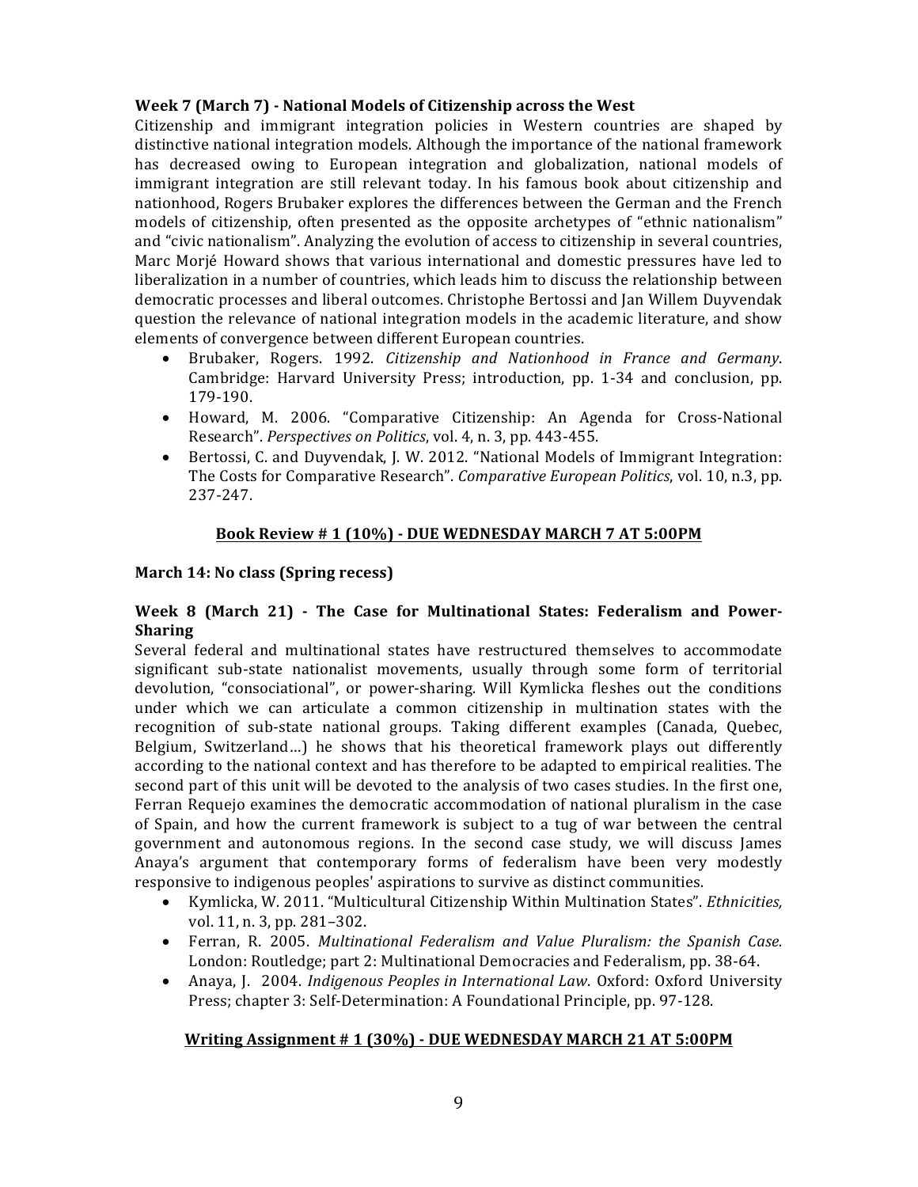**Week 7 (March 7) - National Models of Citizenship across the West**

Citizenship and immigrant integration policies in Western countries are shaped by distinctive national integration models. Although the importance of the national framework has decreased owing to European integration and globalization, national models of immigrant integration are still relevant today. In his famous book about citizenship and nationhood, Rogers Brubaker explores the differences between the German and the French models of citizenship, often presented as the opposite archetypes of "ethnic nationalism" and "civic nationalism". Analyzing the evolution of access to citizenship in several countries, Marc Morjé Howard shows that various international and domestic pressures have led to liberalization in a number of countries, which leads him to discuss the relationship between democratic processes and liberal outcomes. Christophe Bertossi and Jan Willem Duyvendak question the relevance of national integration models in the academic literature, and show elements of convergence between different European countries.

- Brubaker, Rogers. 1992. *Citizenship and Nationhood in France and Germany*. Cambridge: Harvard University Press; introduction, pp. 1-34 and conclusion, pp. 179-190.
- Howard, M. 2006. "Comparative Citizenship: An Agenda for Cross-National Research". *Perspectives on Politics*, vol. 4, n. 3, pp. 443-455.
- Bertossi, C. and Duyvendak, J. W. 2012. "National Models of Immigrant Integration: The Costs for Comparative Research". *Comparative European Politics*, vol. 10, n.3, pp. 237-247.

<u>**Book Review # 1 (10%) - DUE WEDNESDAY MARCH 7 AT 5:00PM**</u>

**March 14: No class (Spring recess)**

**Week 8 (March 21) - The Case for Multinational States: Federalism and Power-Sharing**

Several federal and multinational states have restructured themselves to accommodate significant sub-state nationalist movements, usually through some form of territorial devolution, "consociational", or power-sharing. Will Kymlicka fleshes out the conditions under which we can articulate a common citizenship in multination states with the recognition of sub-state national groups. Taking different examples (Canada, Quebec, Belgium, Switzerland…) he shows that his theoretical framework plays out differently according to the national context and has therefore to be adapted to empirical realities. The second part of this unit will be devoted to the analysis of two cases studies. In the first one, Ferran Requejo examines the democratic accommodation of national pluralism in the case of Spain, and how the current framework is subject to a tug of war between the central government and autonomous regions. In the second case study, we will discuss James Anaya's argument that contemporary forms of federalism have been very modestly responsive to indigenous peoples' aspirations to survive as distinct communities.

- Kymlicka, W. 2011. "Multicultural Citizenship Within Multination States". *Ethnicities,* vol. 11, n. 3, pp. 281–302.
- Ferran, R. 2005. *Multinational Federalism and Value Pluralism: the Spanish Case.* London: Routledge; part 2: Multinational Democracies and Federalism, pp. 38-64.
- Anaya, J. 2004. *Indigenous Peoples in International Law*. Oxford: Oxford University Press; chapter 3: Self-Determination: A Foundational Principle, pp. 97-128.

<u>**Writing Assignment # 1 (30%) - DUE WEDNESDAY MARCH 21 AT 5:00PM**</u>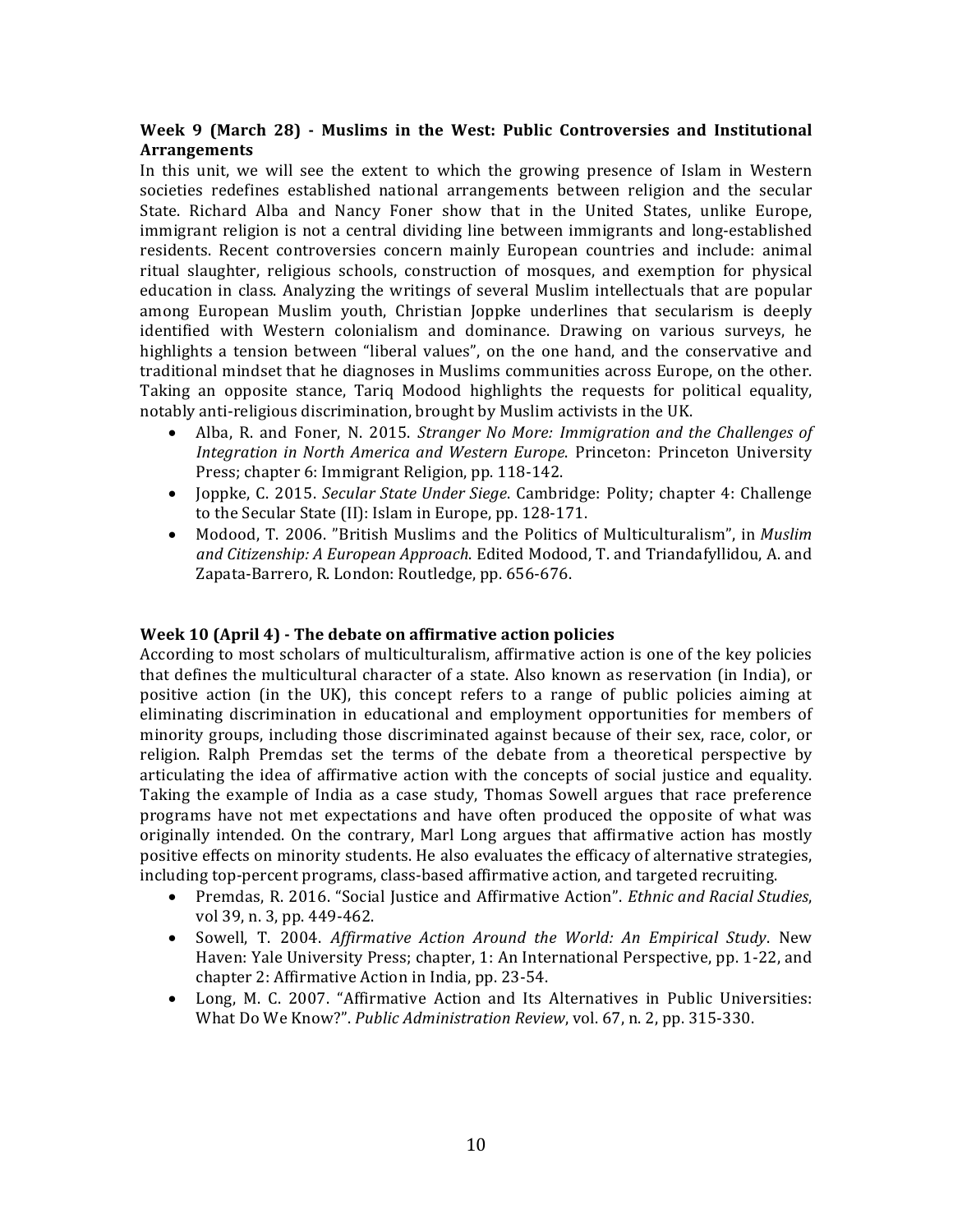### Week 9 (March 28) - Muslims in the West: Public Controversies and Institutional Arrangements

In this unit, we will see the extent to which the growing presence of Islam in Western societies redefines established national arrangements between religion and the secular State. Richard Alba and Nancy Foner show that in the United States, unlike Europe, immigrant religion is not a central dividing line between immigrants and long-established residents. Recent controversies concern mainly European countries and include: animal ritual slaughter, religious schools, construction of mosques, and exemption for physical education in class. Analyzing the writings of several Muslim intellectuals that are popular among European Muslim youth, Christian Joppke underlines that secularism is deeply identified with Western colonialism and dominance. Drawing on various surveys, he highlights a tension between "liberal values", on the one hand, and the conservative and traditional mindset that he diagnoses in Muslims communities across Europe, on the other. Taking an opposite stance, Tariq Modood highlights the requests for political equality, notably anti-religious discrimination, brought by Muslim activists in the UK.

- Alba, R. and Foner, N. 2015. *Stranger No More: Immigration and the Challenges of Integration in North America and Western Europe*. Princeton: Princeton University Press; chapter 6: Immigrant Religion, pp. 118-142.
- Joppke, C. 2015. *Secular State Under Siege*. Cambridge: Polity; chapter 4: Challenge to the Secular State (II): Islam in Europe, pp. 128-171.
- Modood, T. 2006. "British Muslims and the Politics of Multiculturalism", in *Muslim and Citizenship: A European Approach*. Edited Modood, T. and Triandafyllidou, A. and Zapata-Barrero, R. London: Routledge, pp. 656-676.

### Week 10 (April 4) - The debate on affirmative action policies

According to most scholars of multiculturalism, affirmative action is one of the key policies that defines the multicultural character of a state. Also known as reservation (in India), or positive action (in the UK), this concept refers to a range of public policies aiming at eliminating discrimination in educational and employment opportunities for members of minority groups, including those discriminated against because of their sex, race, color, or religion. Ralph Premdas set the terms of the debate from a theoretical perspective by articulating the idea of affirmative action with the concepts of social justice and equality. Taking the example of India as a case study, Thomas Sowell argues that race preference programs have not met expectations and have often produced the opposite of what was originally intended. On the contrary, Marl Long argues that affirmative action has mostly positive effects on minority students. He also evaluates the efficacy of alternative strategies, including top-percent programs, class-based affirmative action, and targeted recruiting.

- Premdas, R. 2016. "Social Justice and Affirmative Action". *Ethnic and Racial Studies*, vol 39, n. 3, pp. 449-462.
- Sowell, T. 2004. *Affirmative Action Around the World: An Empirical Study*. New Haven: Yale University Press; chapter, 1: An International Perspective, pp. 1-22, and chapter 2: Affirmative Action in India, pp. 23-54.
- Long, M. C. 2007. "Affirmative Action and Its Alternatives in Public Universities: What Do We Know?". *Public Administration Review*, vol. 67, n. 2, pp. 315-330.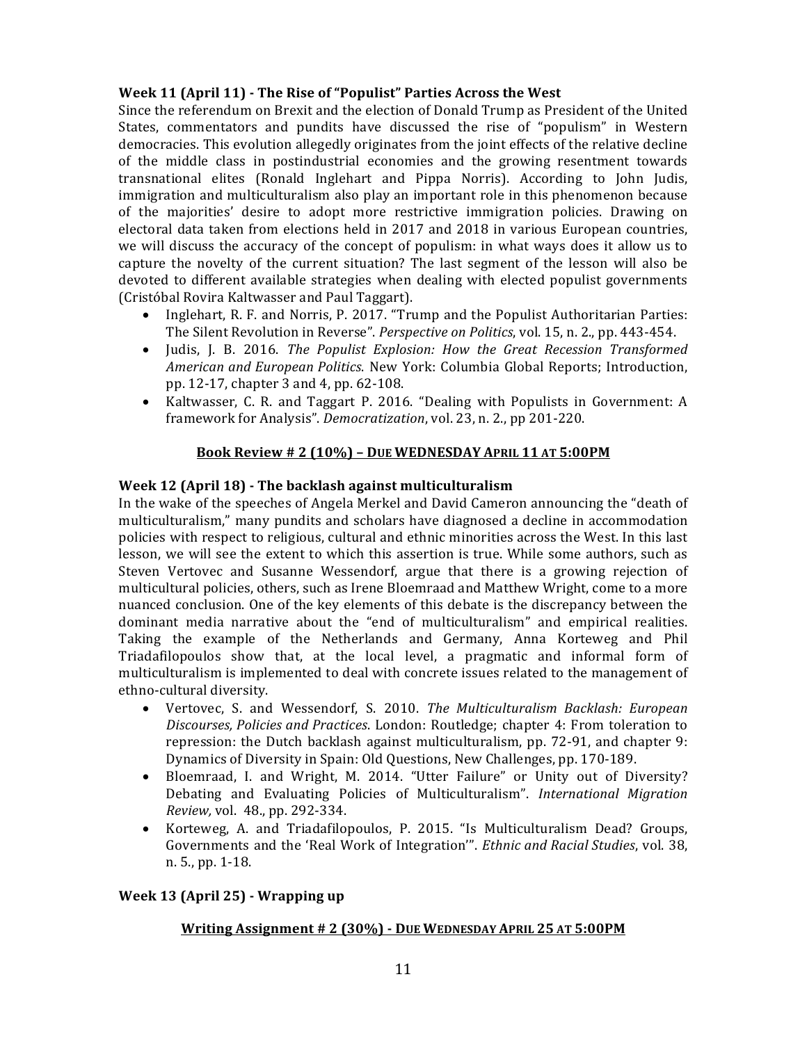### Week 11 (April 11) - The Rise of "Populist" Parties Across the West

Since the referendum on Brexit and the election of Donald Trump as President of the United States, commentators and pundits have discussed the rise of "populism" in Western democracies. This evolution allegedly originates from the joint effects of the relative decline of the middle class in postindustrial economies and the growing resentment towards transnational elites (Ronald Inglehart and Pippa Norris). According to John Judis, immigration and multiculturalism also play an important role in this phenomenon because of the majorities' desire to adopt more restrictive immigration policies. Drawing on electoral data taken from elections held in 2017 and 2018 in various European countries, we will discuss the accuracy of the concept of populism: in what ways does it allow us to capture the novelty of the current situation? The last segment of the lesson will also be devoted to different available strategies when dealing with elected populist governments (Cristóbal Rovira Kaltwasser and Paul Taggart).

- Inglehart, R. F. and Norris, P. 2017. "Trump and the Populist Authoritarian Parties: The Silent Revolution in Reverse". *Perspective on Politics*, vol. 15, n. 2., pp. 443-454.
- Judis, J. B. 2016. *The Populist Explosion: How the Great Recession Transformed American and European Politics*. New York: Columbia Global Reports; Introduction, pp. 12-17, chapter 3 and 4, pp. 62-108.
- Kaltwasser, C. R. and Taggart P. 2016. "Dealing with Populists in Government: A framework for Analysis". *Democratization*, vol. 23, n. 2., pp 201-220.

**Book Review # 2 (10%) – DUE WEDNESDAY APRIL 11 AT 5:00PM**

### Week 12 (April 18) - The backlash against multiculturalism

In the wake of the speeches of Angela Merkel and David Cameron announcing the "death of multiculturalism," many pundits and scholars have diagnosed a decline in accommodation policies with respect to religious, cultural and ethnic minorities across the West. In this last lesson, we will see the extent to which this assertion is true. While some authors, such as Steven Vertovec and Susanne Wessendorf, argue that there is a growing rejection of multicultural policies, others, such as Irene Bloemraad and Matthew Wright, come to a more nuanced conclusion. One of the key elements of this debate is the discrepancy between the dominant media narrative about the "end of multiculturalism" and empirical realities. Taking the example of the Netherlands and Germany, Anna Korteweg and Phil Triadafilopoulos show that, at the local level, a pragmatic and informal form of multiculturalism is implemented to deal with concrete issues related to the management of ethno-cultural diversity.

- Vertovec, S. and Wessendorf, S. 2010. *The Multiculturalism Backlash: European Discourses, Policies and Practices*. London: Routledge; chapter 4: From toleration to repression: the Dutch backlash against multiculturalism, pp. 72-91, and chapter 9: Dynamics of Diversity in Spain: Old Questions, New Challenges, pp. 170-189.
- Bloemraad, I. and Wright, M. 2014. "Utter Failure" or Unity out of Diversity? Debating and Evaluating Policies of Multiculturalism". *International Migration Review,* vol. 48., pp. 292-334.
- Korteweg, A. and Triadafilopoulos, P. 2015. "Is Multiculturalism Dead? Groups, Governments and the 'Real Work of Integration'". *Ethnic and Racial Studies*, vol. 38, n. 5., pp. 1-18.

### Week 13 (April 25) - Wrapping up

**Writing Assignment # 2 (30%) - DUE WEDNESDAY APRIL 25 AT 5:00PM**